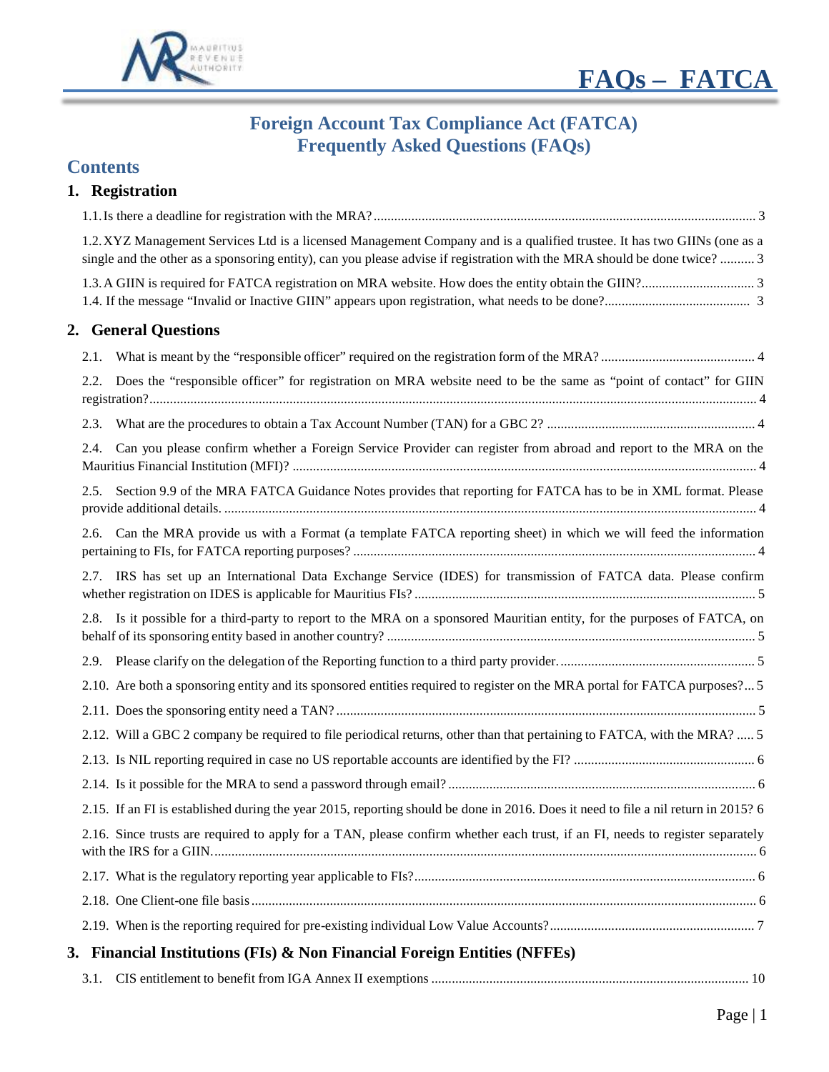# FAQs – FATCA

## Foreign Account Tax Compliance Act (FATCA) Frequently Asked Questions (FAQs)

## Contents

### 1. Registration

1.1. Is there a deadline for registration with the MRA? ..... 3

1.2. XYZ Management Services Ltd is a licensed Management Company and is a qualified trustee. It has two GIINs (one as a single and the other as a sponsoring entity), can you please advise if registration with the MRA should be done twice? ..... 3

1.3. A GIIN is required for FATCA registration on MRA website. How does the entity obtain the GIIN? ..... 3

1.4. If the message "Invalid or Inactive GIIN" appears upon registration, what needs to be done? ..... 3

### 2. General Questions

2.1. What is meant by the "responsible officer" required on the registration form of the MRA? ..... 4

2.2. Does the "responsible officer" for registration on MRA website need to be the same as "point of contact" for GIIN registration? ..... 4

2.3. What are the procedures to obtain a Tax Account Number (TAN) for a GBC 2? ..... 4

2.4. Can you please confirm whether a Foreign Service Provider can register from abroad and report to the MRA on the Mauritius Financial Institution (MFI)? ..... 4

2.5. Section 9.9 of the MRA FATCA Guidance Notes provides that reporting for FATCA has to be in XML format. Please provide additional details. ..... 4

2.6. Can the MRA provide us with a Format (a template FATCA reporting sheet) in which we will feed the information pertaining to FIs, for FATCA reporting purposes? ..... 4

2.7. IRS has set up an International Data Exchange Service (IDES) for transmission of FATCA data. Please confirm whether registration on IDES is applicable for Mauritius FIs? ..... 5

2.8. Is it possible for a third-party to report to the MRA on a sponsored Mauritian entity, for the purposes of FATCA, on behalf of its sponsoring entity based in another country? ..... 5

2.9. Please clarify on the delegation of the Reporting function to a third party provider. ..... 5

2.10. Are both a sponsoring entity and its sponsored entities required to register on the MRA portal for FATCA purposes? ..... 5

2.11. Does the sponsoring entity need a TAN? ..... 5

2.12. Will a GBC 2 company be required to file periodical returns, other than that pertaining to FATCA, with the MRA? ..... 5

2.13. Is NIL reporting required in case no US reportable accounts are identified by the FI? ..... 6

2.14. Is it possible for the MRA to send a password through email? ..... 6

2.15. If an FI is established during the year 2015, reporting should be done in 2016. Does it need to file a nil return in 2015? 6

2.16. Since trusts are required to apply for a TAN, please confirm whether each trust, if an FI, needs to register separately with the IRS for a GIIN. ..... 6

2.17. What is the regulatory reporting year applicable to FIs? ..... 6

2.18. One Client-one file basis ..... 6

2.19. When is the reporting required for pre-existing individual Low Value Accounts? ..... 7

### 3. Financial Institutions (FIs) & Non Financial Foreign Entities (NFFEs)

3.1. CIS entitlement to benefit from IGA Annex II exemptions ..... 10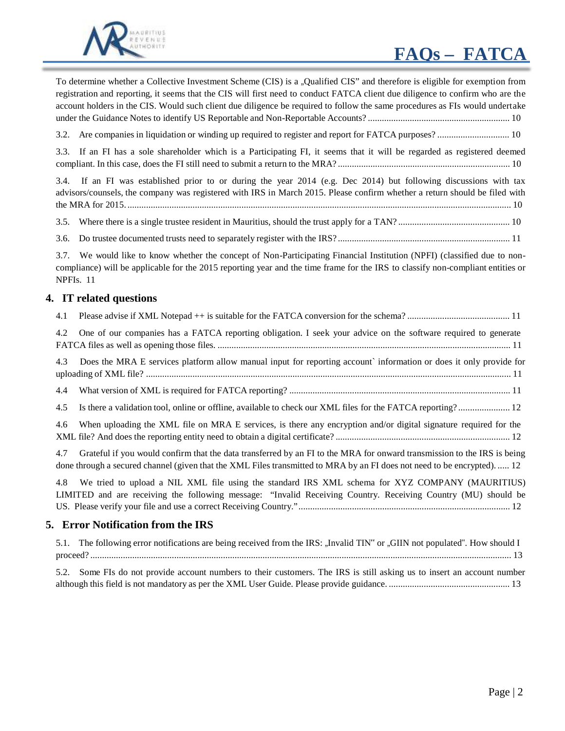To determine whether a Collective Investment Scheme (CIS) is a „Qualified CIS" and therefore is eligible for exemption from registration and reporting, it seems that the CIS will first need to conduct FATCA client due diligence to confirm who are the account holders in the CIS. Would such client due diligence be required to follow the same procedures as FIs would undertake under the Guidance Notes to identify US Reportable and Non-Reportable Accounts? ............................................................ 10

3.2. Are companies in liquidation or winding up required to register and report for FATCA purposes? .............................. 10

3.3. If an FI has a sole shareholder which is a Participating FI, it seems that it will be regarded as registered deemed compliant. In this case, does the FI still need to submit a return to the MRA? ......................................................................... 10

3.4. If an FI was established prior to or during the year 2014 (e.g. Dec 2014) but following discussions with tax advisors/counsels, the company was registered with IRS in March 2015. Please confirm whether a return should be filed with the MRA for 2015. .................................................................................................................................................... 10

3.5. Where there is a single trustee resident in Mauritius, should the trust apply for a TAN? ............................................... 10

3.6. Do trustee documented trusts need to separately register with the IRS? ......................................................................... 11

3.7. We would like to know whether the concept of Non-Participating Financial Institution (NPFI) (classified due to non-compliance) will be applicable for the 2015 reporting year and the time frame for the IRS to classify non-compliant entities or NPFIs. 11

## 4. IT related questions

4.1 Please advise if XML Notepad ++ is suitable for the FATCA conversion for the schema? ........................................... 11

4.2 One of our companies has a FATCA reporting obligation. I seek your advice on the software required to generate FATCA files as well as opening those files. ............................................................................................................................. 11

4.3 Does the MRA E services platform allow manual input for reporting account` information or does it only provide for uploading of XML file? .......................................................................................................................................................... 11

4.4 What version of XML is required for FATCA reporting? ............................................................................................. 11

4.5 Is there a validation tool, online or offline, available to check our XML files for the FATCA reporting? ...................... 12

4.6 When uploading the XML file on MRA E services, is there any encryption and/or digital signature required for the XML file? And does the reporting entity need to obtain a digital certificate? .......................................................................... 12

4.7 Grateful if you would confirm that the data transferred by an FI to the MRA for onward transmission to the IRS is being done through a secured channel (given that the XML Files transmitted to MRA by an FI does not need to be encrypted). ..... 12

4.8 We tried to upload a NIL XML file using the standard IRS XML schema for XYZ COMPANY (MAURITIUS) LIMITED and are receiving the following message: "Invalid Receiving Country. Receiving Country (MU) should be US. Please verify your file and use a correct Receiving Country." .......................................................................................... 12

## 5. Error Notification from the IRS

5.1. The following error notifications are being received from the IRS: „Invalid TIN" or „GIIN not populated". How should I proceed? ................................................................................................................................................................................. 13

5.2. Some FIs do not provide account numbers to their customers. The IRS is still asking us to insert an account number although this field is not mandatory as per the XML User Guide. Please provide guidance. .................................................... 13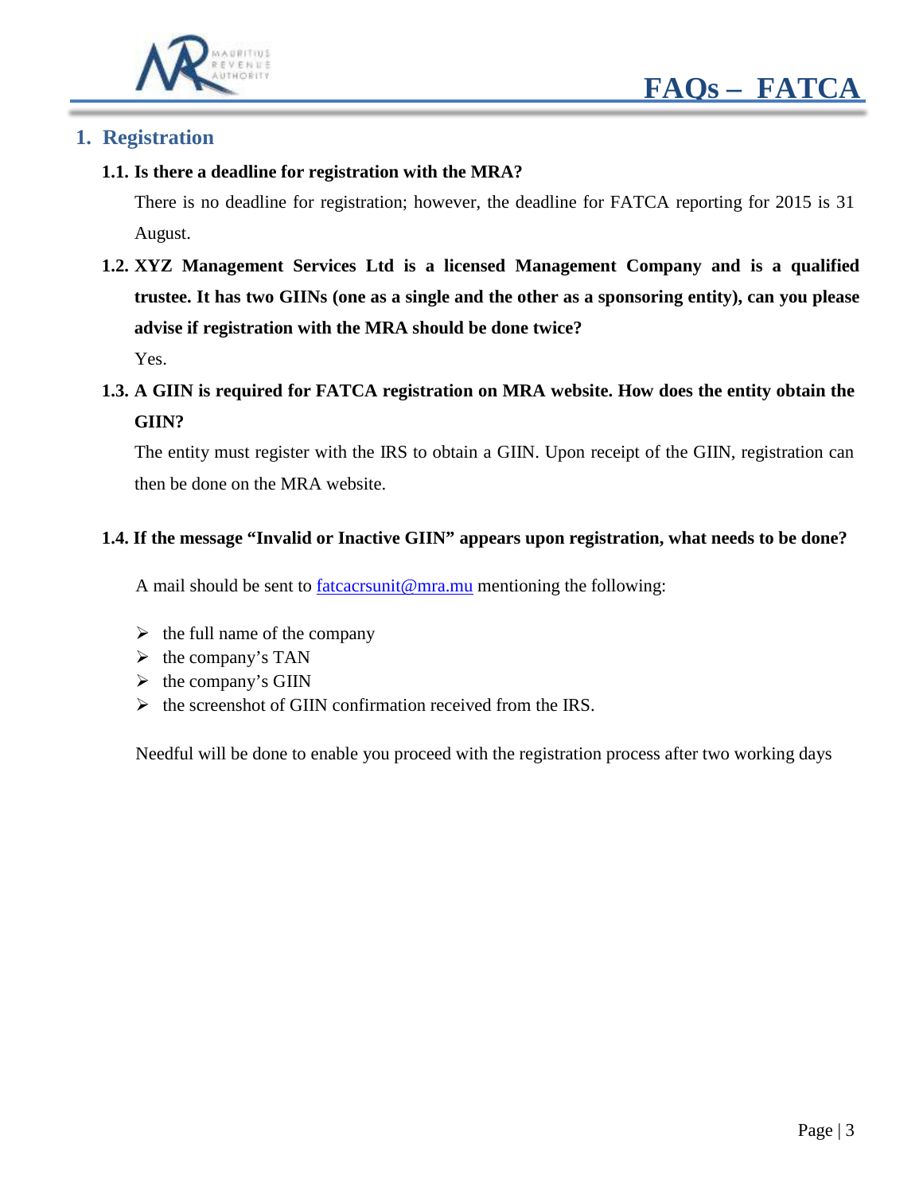## 1. Registration

**1.1. Is there a deadline for registration with the MRA?**

There is no deadline for registration; however, the deadline for FATCA reporting for 2015 is 31 August.

**1.2. XYZ Management Services Ltd is a licensed Management Company and is a qualified trustee. It has two GIINs (one as a single and the other as a sponsoring entity), can you please advise if registration with the MRA should be done twice?**

Yes.

**1.3. A GIIN is required for FATCA registration on MRA website. How does the entity obtain the GIIN?**

The entity must register with the IRS to obtain a GIIN. Upon receipt of the GIIN, registration can then be done on the MRA website.

**1.4. If the message "Invalid or Inactive GIIN" appears upon registration, what needs to be done?**

A mail should be sent to fatcacrsunit@mra.mu mentioning the following:

- the full name of the company
- the company's TAN
- the company's GIIN
- the screenshot of GIIN confirmation received from the IRS.

Needful will be done to enable you proceed with the registration process after two working days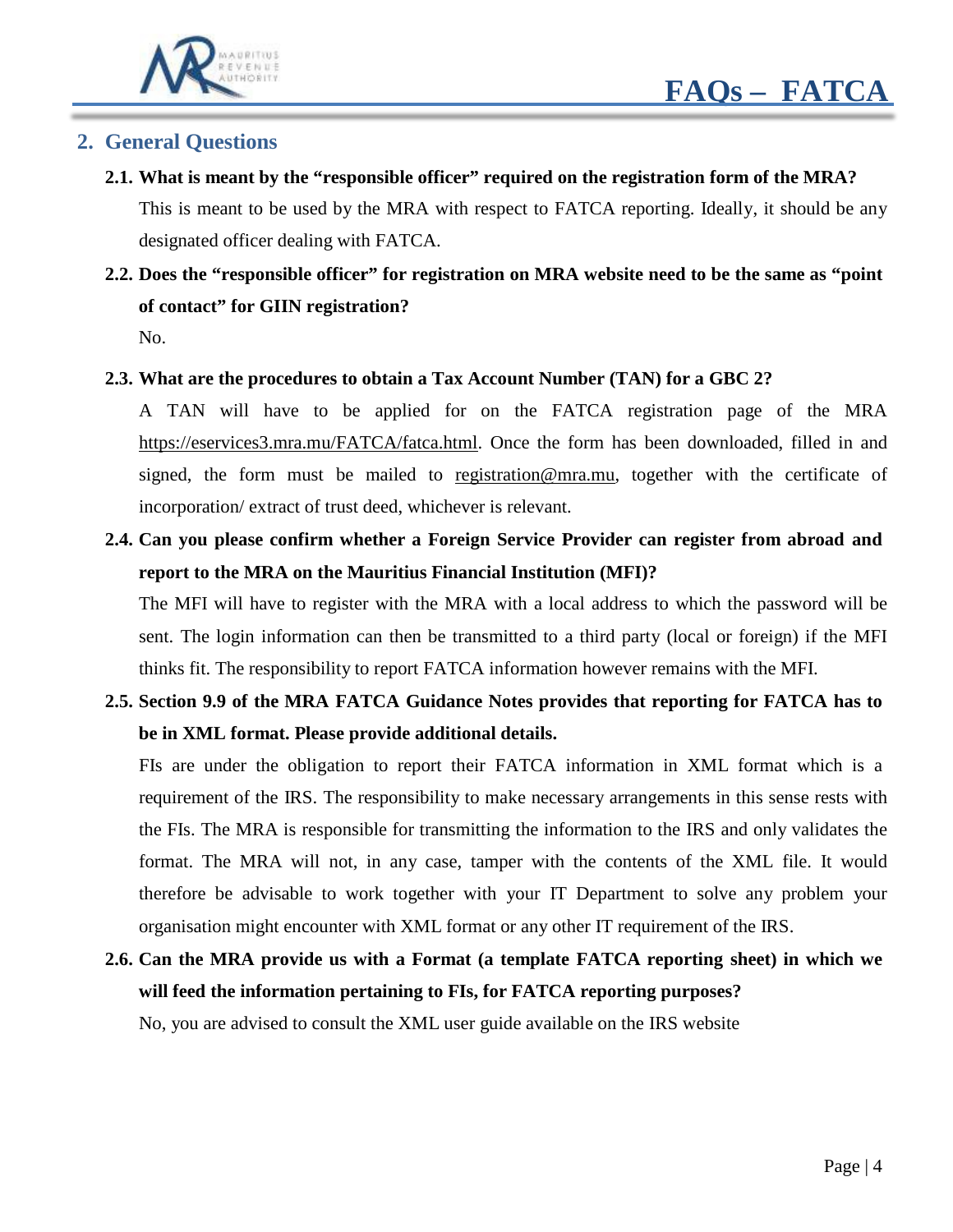## 2. General Questions

**2.1. What is meant by the "responsible officer" required on the registration form of the MRA?**

This is meant to be used by the MRA with respect to FATCA reporting. Ideally, it should be any designated officer dealing with FATCA.

**2.2. Does the "responsible officer" for registration on MRA website need to be the same as "point of contact" for GIIN registration?**

No.

**2.3. What are the procedures to obtain a Tax Account Number (TAN) for a GBC 2?**

A TAN will have to be applied for on the FATCA registration page of the MRA https://eservices3.mra.mu/FATCA/fatca.html. Once the form has been downloaded, filled in and signed, the form must be mailed to registration@mra.mu, together with the certificate of incorporation/ extract of trust deed, whichever is relevant.

**2.4. Can you please confirm whether a Foreign Service Provider can register from abroad and report to the MRA on the Mauritius Financial Institution (MFI)?**

The MFI will have to register with the MRA with a local address to which the password will be sent. The login information can then be transmitted to a third party (local or foreign) if the MFI thinks fit. The responsibility to report FATCA information however remains with the MFI.

**2.5. Section 9.9 of the MRA FATCA Guidance Notes provides that reporting for FATCA has to be in XML format. Please provide additional details.**

FIs are under the obligation to report their FATCA information in XML format which is a requirement of the IRS. The responsibility to make necessary arrangements in this sense rests with the FIs. The MRA is responsible for transmitting the information to the IRS and only validates the format. The MRA will not, in any case, tamper with the contents of the XML file. It would therefore be advisable to work together with your IT Department to solve any problem your organisation might encounter with XML format or any other IT requirement of the IRS.

**2.6. Can the MRA provide us with a Format (a template FATCA reporting sheet) in which we will feed the information pertaining to FIs, for FATCA reporting purposes?**

No, you are advised to consult the XML user guide available on the IRS website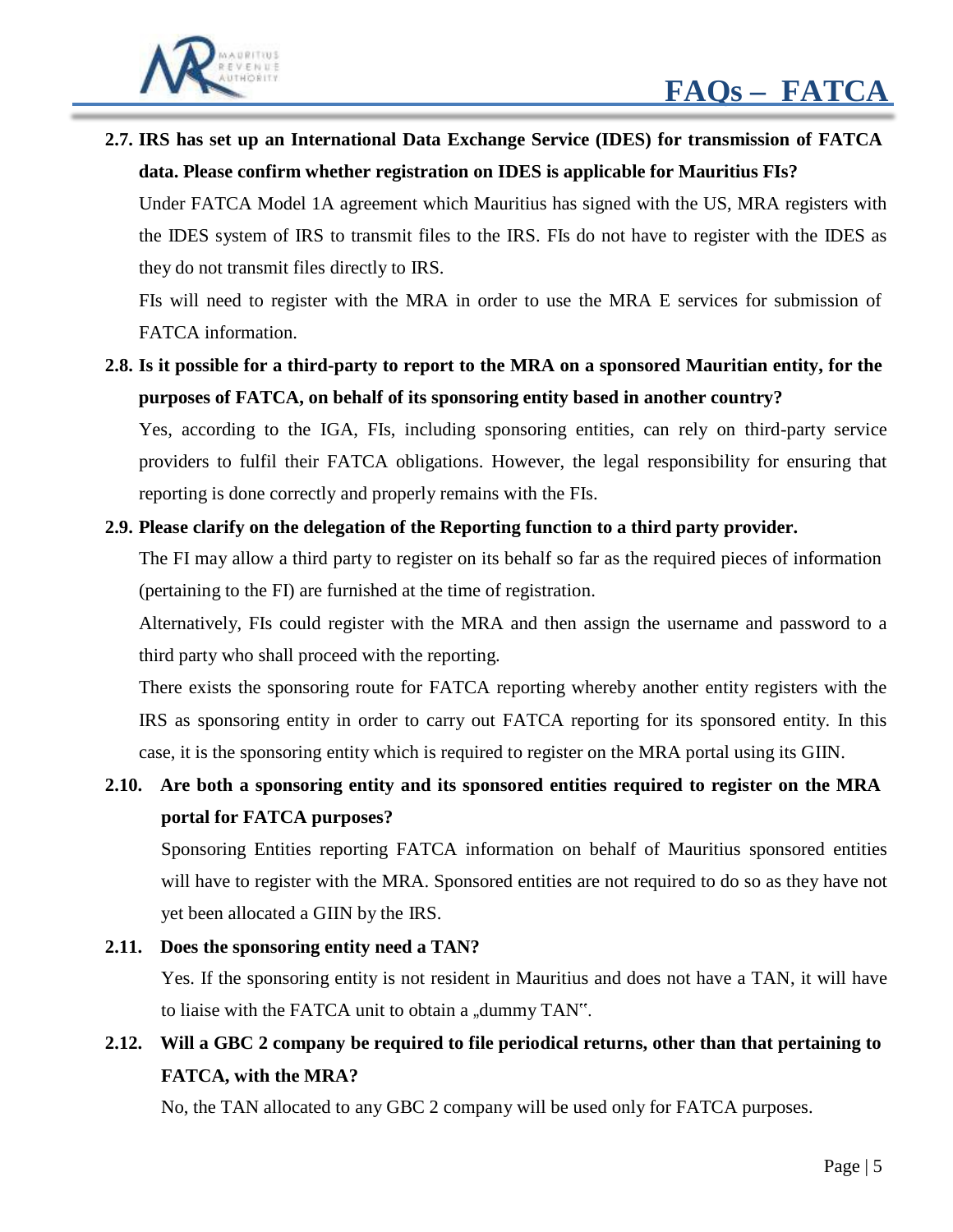**2.7. IRS has set up an International Data Exchange Service (IDES) for transmission of FATCA data. Please confirm whether registration on IDES is applicable for Mauritius FIs?**

Under FATCA Model 1A agreement which Mauritius has signed with the US, MRA registers with the IDES system of IRS to transmit files to the IRS. FIs do not have to register with the IDES as they do not transmit files directly to IRS.

FIs will need to register with the MRA in order to use the MRA E services for submission of FATCA information.

**2.8. Is it possible for a third-party to report to the MRA on a sponsored Mauritian entity, for the purposes of FATCA, on behalf of its sponsoring entity based in another country?**

Yes, according to the IGA, FIs, including sponsoring entities, can rely on third-party service providers to fulfil their FATCA obligations. However, the legal responsibility for ensuring that reporting is done correctly and properly remains with the FIs.

**2.9. Please clarify on the delegation of the Reporting function to a third party provider.**

The FI may allow a third party to register on its behalf so far as the required pieces of information (pertaining to the FI) are furnished at the time of registration.

Alternatively, FIs could register with the MRA and then assign the username and password to a third party who shall proceed with the reporting.

There exists the sponsoring route for FATCA reporting whereby another entity registers with the IRS as sponsoring entity in order to carry out FATCA reporting for its sponsored entity. In this case, it is the sponsoring entity which is required to register on the MRA portal using its GIIN.

**2.10. Are both a sponsoring entity and its sponsored entities required to register on the MRA portal for FATCA purposes?**

Sponsoring Entities reporting FATCA information on behalf of Mauritius sponsored entities will have to register with the MRA. Sponsored entities are not required to do so as they have not yet been allocated a GIIN by the IRS.

**2.11. Does the sponsoring entity need a TAN?**

Yes. If the sponsoring entity is not resident in Mauritius and does not have a TAN, it will have to liaise with the FATCA unit to obtain a „dummy TAN".

**2.12. Will a GBC 2 company be required to file periodical returns, other than that pertaining to FATCA, with the MRA?**

No, the TAN allocated to any GBC 2 company will be used only for FATCA purposes.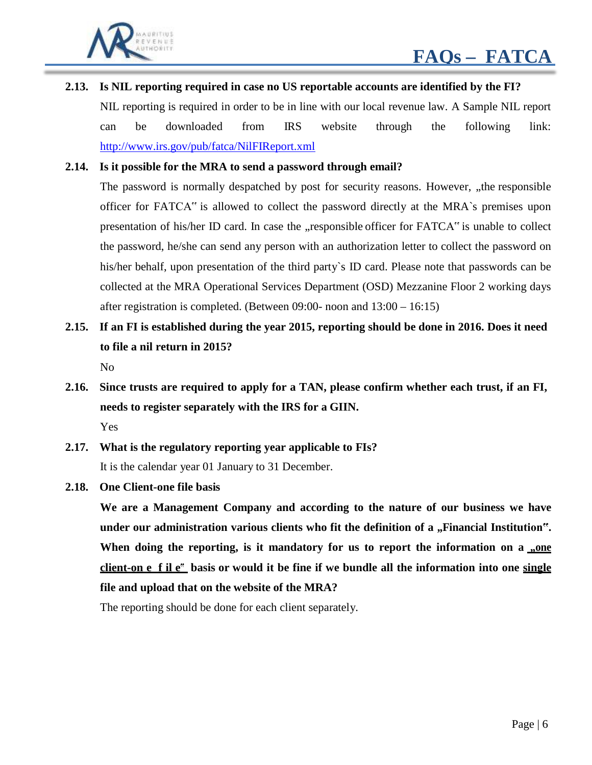**2.13. Is NIL reporting required in case no US reportable accounts are identified by the FI?**

NIL reporting is required in order to be in line with our local revenue law. A Sample NIL report can be downloaded from IRS website through the following link: http://www.irs.gov/pub/fatca/NilFIReport.xml

**2.14. Is it possible for the MRA to send a password through email?**

The password is normally despatched by post for security reasons. However, „the responsible officer for FATCA" is allowed to collect the password directly at the MRA`s premises upon presentation of his/her ID card. In case the „responsible officer for FATCA" is unable to collect the password, he/she can send any person with an authorization letter to collect the password on his/her behalf, upon presentation of the third party`s ID card. Please note that passwords can be collected at the MRA Operational Services Department (OSD) Mezzanine Floor 2 working days after registration is completed. (Between 09:00- noon and 13:00 – 16:15)

**2.15. If an FI is established during the year 2015, reporting should be done in 2016. Does it need to file a nil return in 2015?**

No

**2.16. Since trusts are required to apply for a TAN, please confirm whether each trust, if an FI, needs to register separately with the IRS for a GIIN.**

Yes

**2.17. What is the regulatory reporting year applicable to FIs?**

It is the calendar year 01 January to 31 December.

**2.18. One Client-one file basis**

**We are a Management Company and according to the nature of our business we have under our administration various clients who fit the definition of a „Financial Institution". When doing the reporting, is it mandatory for us to report the information on a „one client-one file" basis or would it be fine if we bundle all the information into one single file and upload that on the website of the MRA?**

The reporting should be done for each client separately.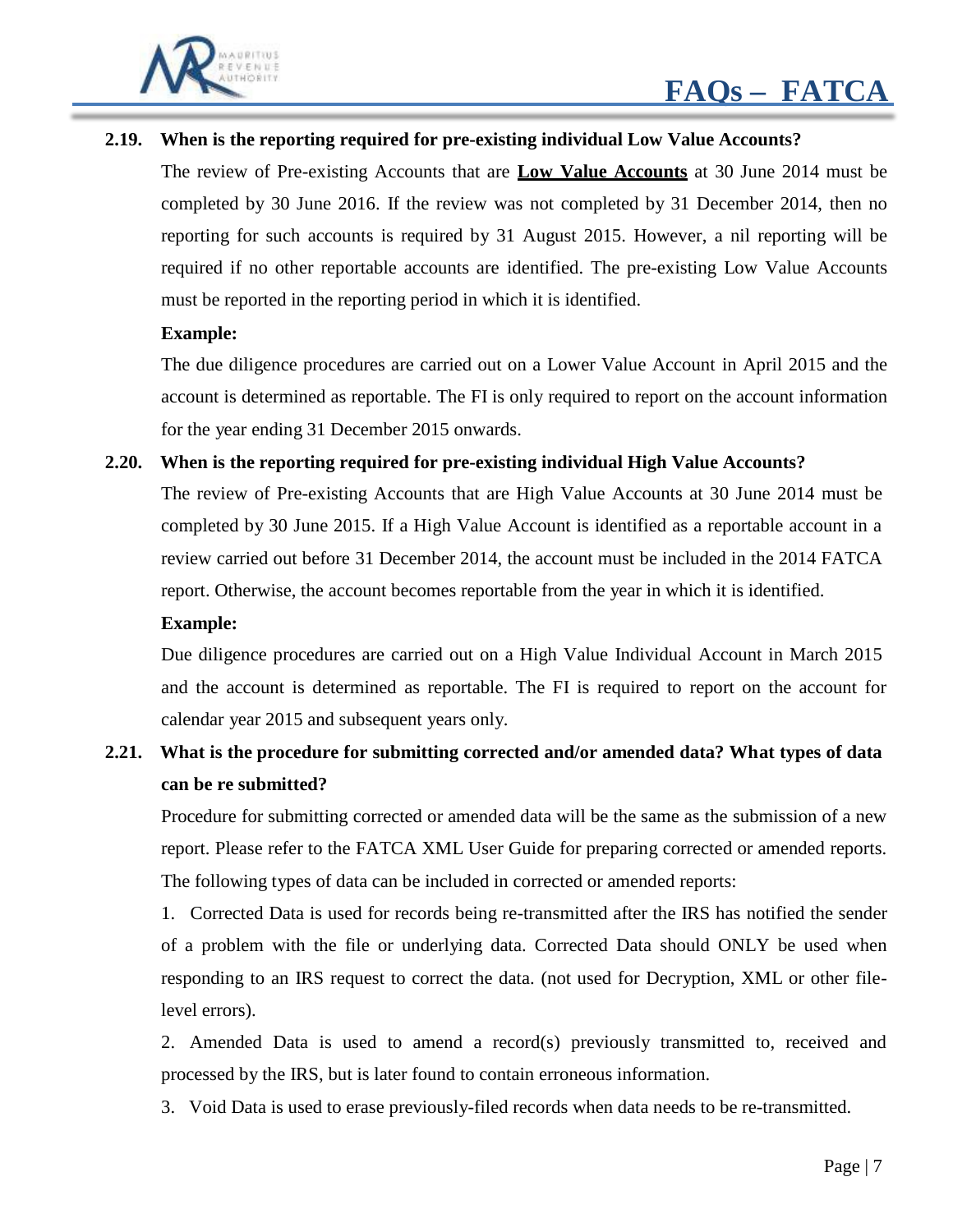### 2.19. When is the reporting required for pre-existing individual Low Value Accounts?

The review of Pre-existing Accounts that are **Low Value Accounts** at 30 June 2014 must be completed by 30 June 2016. If the review was not completed by 31 December 2014, then no reporting for such accounts is required by 31 August 2015. However, a nil reporting will be required if no other reportable accounts are identified. The pre-existing Low Value Accounts must be reported in the reporting period in which it is identified.

**Example:**

The due diligence procedures are carried out on a Lower Value Account in April 2015 and the account is determined as reportable. The FI is only required to report on the account information for the year ending 31 December 2015 onwards.

### 2.20. When is the reporting required for pre-existing individual High Value Accounts?

The review of Pre-existing Accounts that are High Value Accounts at 30 June 2014 must be completed by 30 June 2015. If a High Value Account is identified as a reportable account in a review carried out before 31 December 2014, the account must be included in the 2014 FATCA report. Otherwise, the account becomes reportable from the year in which it is identified.

**Example:**

Due diligence procedures are carried out on a High Value Individual Account in March 2015 and the account is determined as reportable. The FI is required to report on the account for calendar year 2015 and subsequent years only.

### 2.21. What is the procedure for submitting corrected and/or amended data? What types of data can be re submitted?

Procedure for submitting corrected or amended data will be the same as the submission of a new report. Please refer to the FATCA XML User Guide for preparing corrected or amended reports. The following types of data can be included in corrected or amended reports:

1. Corrected Data is used for records being re-transmitted after the IRS has notified the sender of a problem with the file or underlying data. Corrected Data should ONLY be used when responding to an IRS request to correct the data. (not used for Decryption, XML or other file-level errors).
2. Amended Data is used to amend a record(s) previously transmitted to, received and processed by the IRS, but is later found to contain erroneous information.
3. Void Data is used to erase previously-filed records when data needs to be re-transmitted.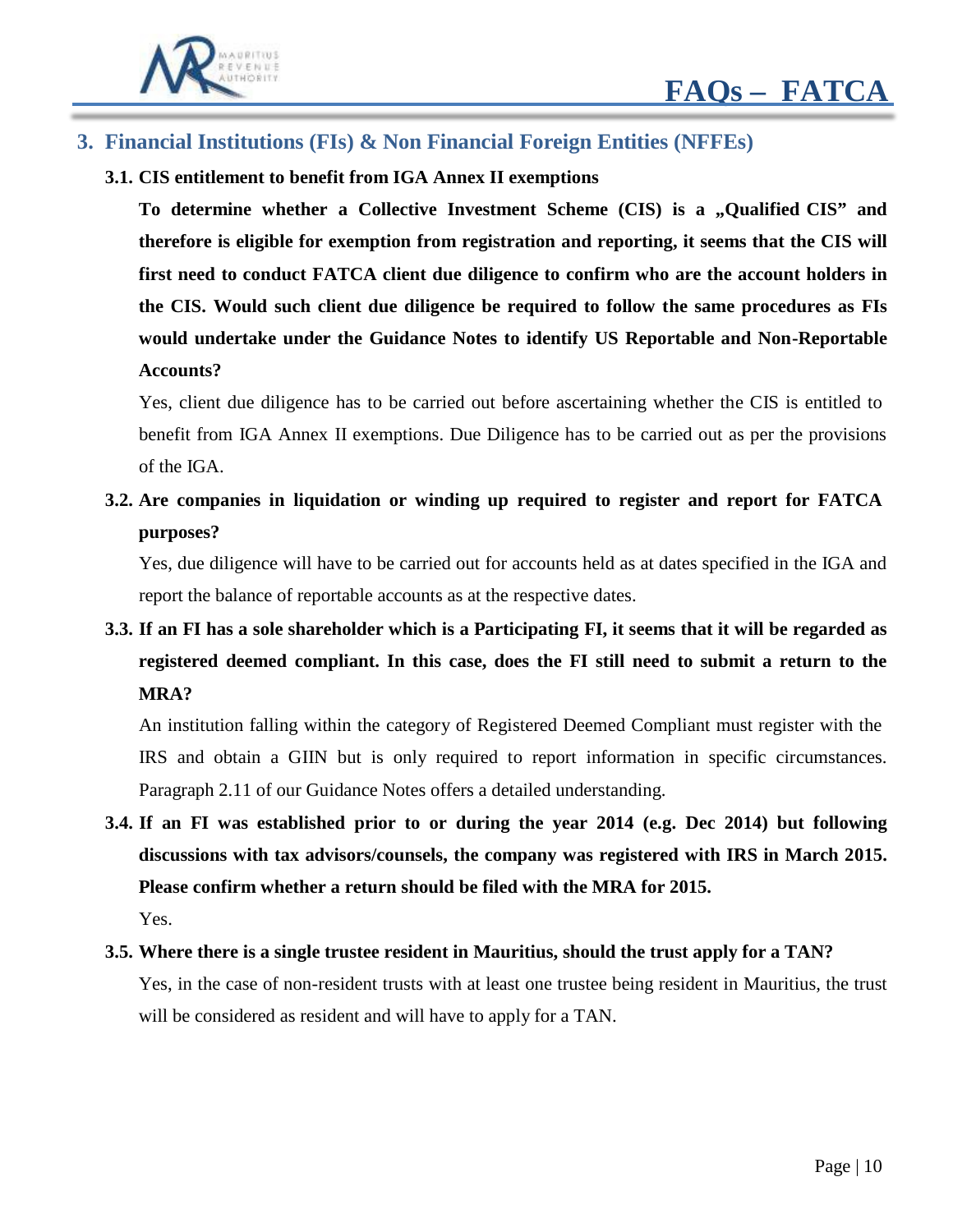## 3. Financial Institutions (FIs) & Non Financial Foreign Entities (NFFEs)

### 3.1. CIS entitlement to benefit from IGA Annex II exemptions

**To determine whether a Collective Investment Scheme (CIS) is a „Qualified CIS" and therefore is eligible for exemption from registration and reporting, it seems that the CIS will first need to conduct FATCA client due diligence to confirm who are the account holders in the CIS. Would such client due diligence be required to follow the same procedures as FIs would undertake under the Guidance Notes to identify US Reportable and Non-Reportable Accounts?**

Yes, client due diligence has to be carried out before ascertaining whether the CIS is entitled to benefit from IGA Annex II exemptions. Due Diligence has to be carried out as per the provisions of the IGA.

### 3.2. Are companies in liquidation or winding up required to register and report for FATCA purposes?

Yes, due diligence will have to be carried out for accounts held as at dates specified in the IGA and report the balance of reportable accounts as at the respective dates.

### 3.3. If an FI has a sole shareholder which is a Participating FI, it seems that it will be regarded as registered deemed compliant. In this case, does the FI still need to submit a return to the MRA?

An institution falling within the category of Registered Deemed Compliant must register with the IRS and obtain a GIIN but is only required to report information in specific circumstances. Paragraph 2.11 of our Guidance Notes offers a detailed understanding.

### 3.4. If an FI was established prior to or during the year 2014 (e.g. Dec 2014) but following discussions with tax advisors/counsels, the company was registered with IRS in March 2015. Please confirm whether a return should be filed with the MRA for 2015.

Yes.

### 3.5. Where there is a single trustee resident in Mauritius, should the trust apply for a TAN?

Yes, in the case of non-resident trusts with at least one trustee being resident in Mauritius, the trust will be considered as resident and will have to apply for a TAN.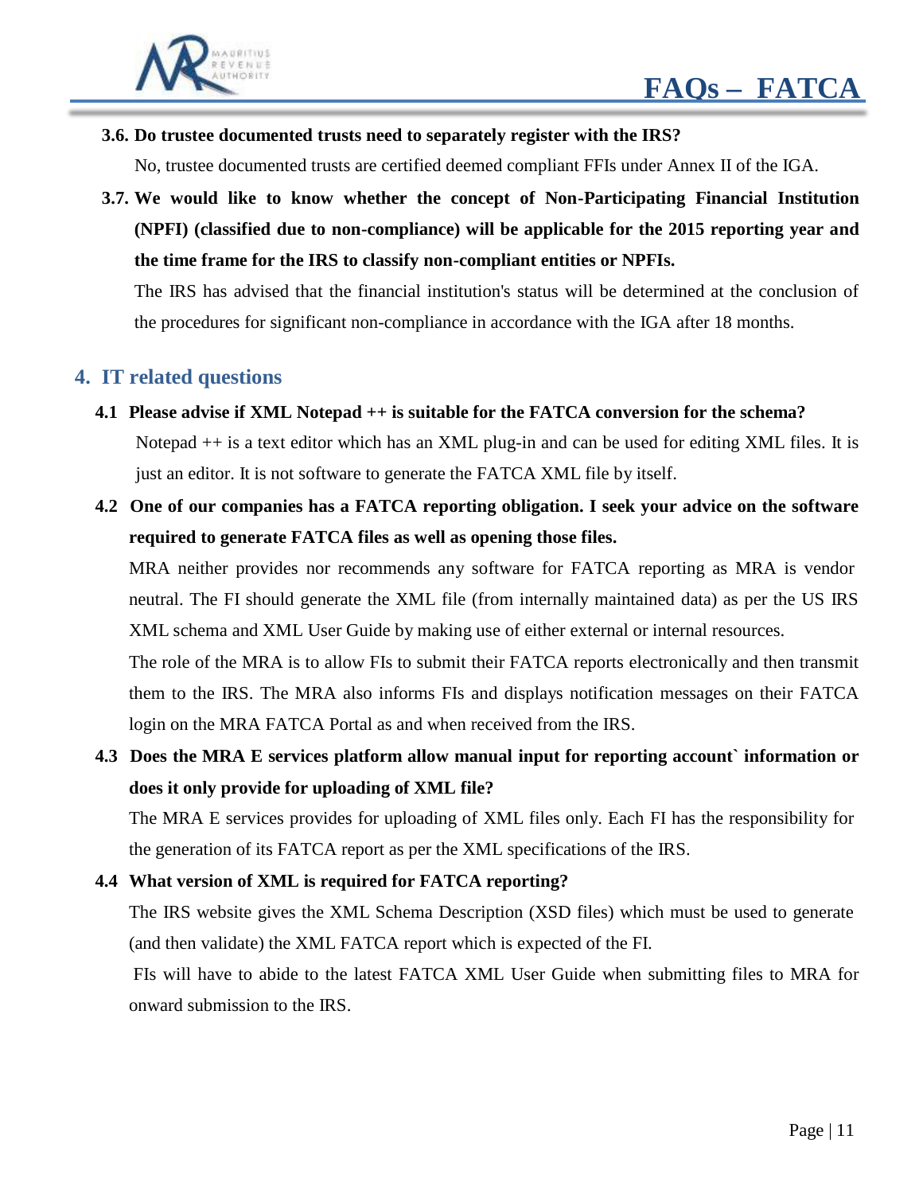**3.6. Do trustee documented trusts need to separately register with the IRS?**

No, trustee documented trusts are certified deemed compliant FFIs under Annex II of the IGA.

**3.7. We would like to know whether the concept of Non-Participating Financial Institution (NPFI) (classified due to non-compliance) will be applicable for the 2015 reporting year and the time frame for the IRS to classify non-compliant entities or NPFIs.**

The IRS has advised that the financial institution's status will be determined at the conclusion of the procedures for significant non-compliance in accordance with the IGA after 18 months.

## 4. IT related questions

**4.1 Please advise if XML Notepad ++ is suitable for the FATCA conversion for the schema?**

Notepad ++ is a text editor which has an XML plug-in and can be used for editing XML files. It is just an editor. It is not software to generate the FATCA XML file by itself.

**4.2 One of our companies has a FATCA reporting obligation. I seek your advice on the software required to generate FATCA files as well as opening those files.**

MRA neither provides nor recommends any software for FATCA reporting as MRA is vendor neutral. The FI should generate the XML file (from internally maintained data) as per the US IRS XML schema and XML User Guide by making use of either external or internal resources.

The role of the MRA is to allow FIs to submit their FATCA reports electronically and then transmit them to the IRS. The MRA also informs FIs and displays notification messages on their FATCA login on the MRA FATCA Portal as and when received from the IRS.

**4.3 Does the MRA E services platform allow manual input for reporting account` information or does it only provide for uploading of XML file?**

The MRA E services provides for uploading of XML files only. Each FI has the responsibility for the generation of its FATCA report as per the XML specifications of the IRS.

**4.4 What version of XML is required for FATCA reporting?**

The IRS website gives the XML Schema Description (XSD files) which must be used to generate (and then validate) the XML FATCA report which is expected of the FI.

FIs will have to abide to the latest FATCA XML User Guide when submitting files to MRA for onward submission to the IRS.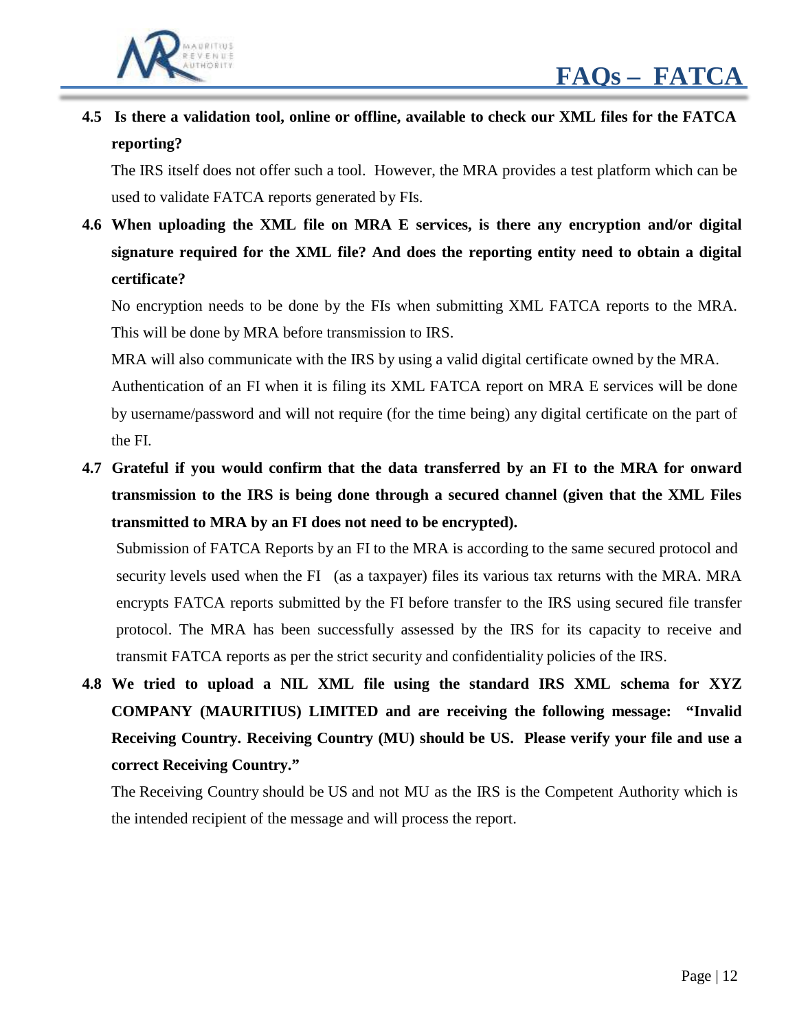**4.5 Is there a validation tool, online or offline, available to check our XML files for the FATCA reporting?**

The IRS itself does not offer such a tool. However, the MRA provides a test platform which can be used to validate FATCA reports generated by FIs.

**4.6 When uploading the XML file on MRA E services, is there any encryption and/or digital signature required for the XML file? And does the reporting entity need to obtain a digital certificate?**

No encryption needs to be done by the FIs when submitting XML FATCA reports to the MRA. This will be done by MRA before transmission to IRS.

MRA will also communicate with the IRS by using a valid digital certificate owned by the MRA.

Authentication of an FI when it is filing its XML FATCA report on MRA E services will be done by username/password and will not require (for the time being) any digital certificate on the part of the FI.

**4.7 Grateful if you would confirm that the data transferred by an FI to the MRA for onward transmission to the IRS is being done through a secured channel (given that the XML Files transmitted to MRA by an FI does not need to be encrypted).**

Submission of FATCA Reports by an FI to the MRA is according to the same secured protocol and security levels used when the FI (as a taxpayer) files its various tax returns with the MRA. MRA encrypts FATCA reports submitted by the FI before transfer to the IRS using secured file transfer protocol. The MRA has been successfully assessed by the IRS for its capacity to receive and transmit FATCA reports as per the strict security and confidentiality policies of the IRS.

**4.8 We tried to upload a NIL XML file using the standard IRS XML schema for XYZ COMPANY (MAURITIUS) LIMITED and are receiving the following message: "Invalid Receiving Country. Receiving Country (MU) should be US. Please verify your file and use a correct Receiving Country."**

The Receiving Country should be US and not MU as the IRS is the Competent Authority which is the intended recipient of the message and will process the report.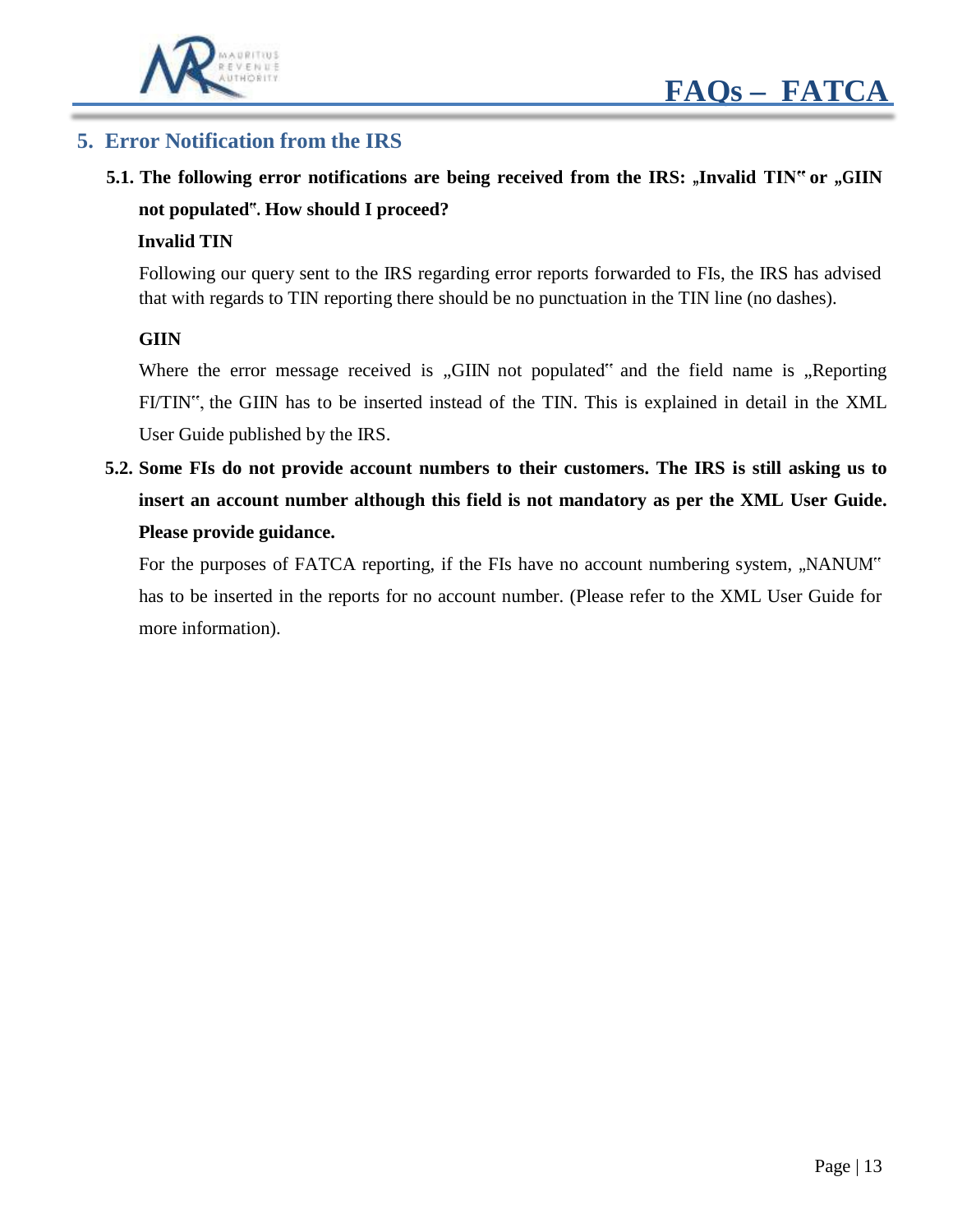## 5. Error Notification from the IRS

### 5.1. The following error notifications are being received from the IRS: „Invalid TIN" or „GIIN not populated". How should I proceed?

**Invalid TIN**

Following our query sent to the IRS regarding error reports forwarded to FIs, the IRS has advised that with regards to TIN reporting there should be no punctuation in the TIN line (no dashes).

**GIIN**

Where the error message received is „GIIN not populated" and the field name is „Reporting FI/TIN", the GIIN has to be inserted instead of the TIN. This is explained in detail in the XML User Guide published by the IRS.

### 5.2. Some FIs do not provide account numbers to their customers. The IRS is still asking us to insert an account number although this field is not mandatory as per the XML User Guide. Please provide guidance.

For the purposes of FATCA reporting, if the FIs have no account numbering system, „NANUM" has to be inserted in the reports for no account number. (Please refer to the XML User Guide for more information).